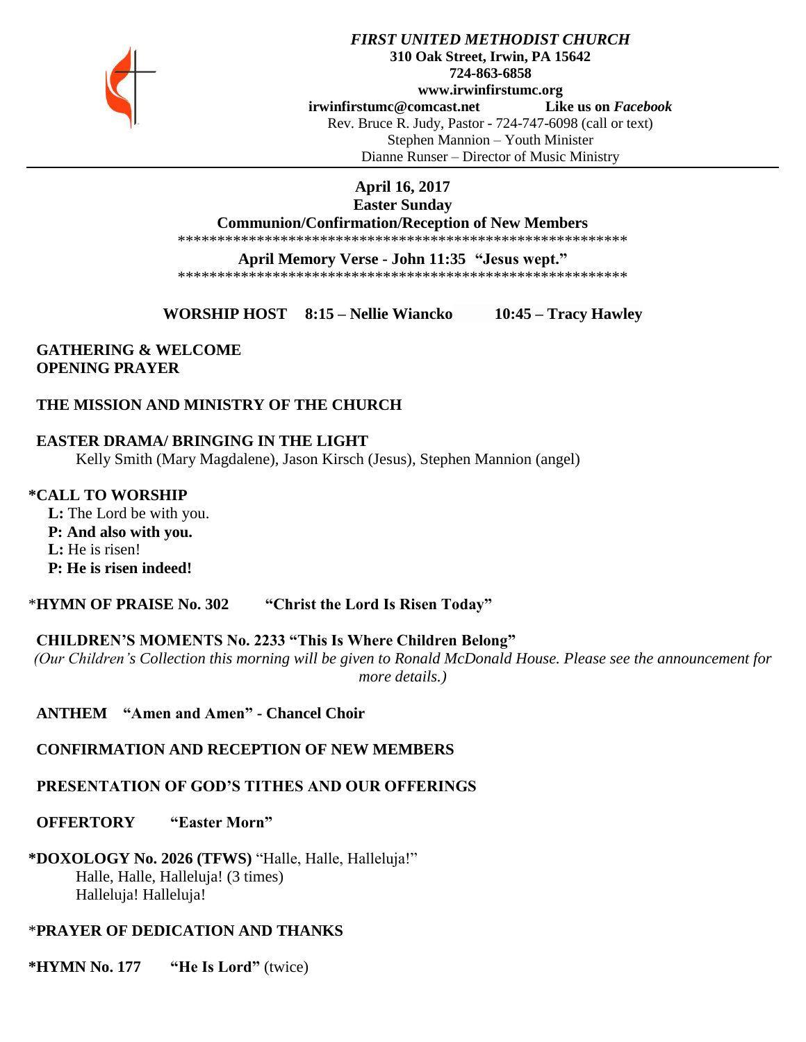***FIRST UNITED METHODIST CHURCH***
**310 Oak Street, Irwin, PA 15642**
**724-863-6858**
**www.irwinfirstumc.org**
**irwinfirstumc@comcast.net** **Like us on *Facebook***
Rev. Bruce R. Judy, Pastor - 724-747-6098 (call or text)
Stephen Mannion – Youth Minister
Dianne Runser – Director of Music Ministry

**April 16, 2017**
**Easter Sunday**
**Communion/Confirmation/Reception of New Members**

**********************************************************

**April Memory Verse - John 11:35 "Jesus wept."**

**********************************************************

**WORSHIP HOST 8:15 – Nellie Wiancko 10:45 – Tracy Hawley**

**GATHERING & WELCOME**
**OPENING PRAYER**

**THE MISSION AND MINISTRY OF THE CHURCH**

**EASTER DRAMA/ BRINGING IN THE LIGHT**
Kelly Smith (Mary Magdalene), Jason Kirsch (Jesus), Stephen Mannion (angel)

**\*CALL TO WORSHIP**
**L:** The Lord be with you.
**P: And also with you.**
**L:** He is risen!
**P: He is risen indeed!**

\***HYMN OF PRAISE No. 302 "Christ the Lord Is Risen Today"**

**CHILDREN'S MOMENTS No. 2233 "This Is Where Children Belong"**
*(Our Children's Collection this morning will be given to Ronald McDonald House. Please see the announcement for more details.)*

**ANTHEM "Amen and Amen" - Chancel Choir**

**CONFIRMATION AND RECEPTION OF NEW MEMBERS**

**PRESENTATION OF GOD'S TITHES AND OUR OFFERINGS**

**OFFERTORY "Easter Morn"**

**\*DOXOLOGY No. 2026 (TFWS)** "Halle, Halle, Halleluja!"
Halle, Halle, Halleluja! (3 times)
Halleluja! Halleluja!

\***PRAYER OF DEDICATION AND THANKS**

**\*HYMN No. 177 "He Is Lord"** (twice)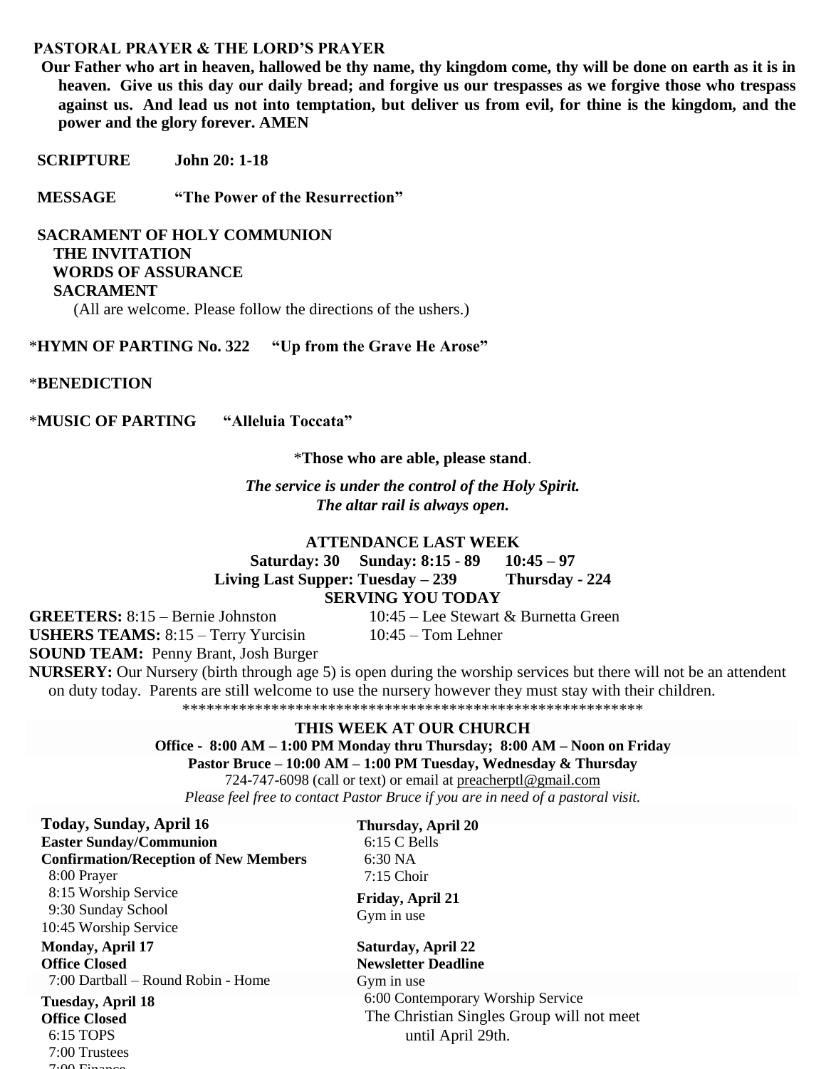**PASTORAL PRAYER & THE LORD'S PRAYER**

**Our Father who art in heaven, hallowed be thy name, thy kingdom come, thy will be done on earth as it is in heaven. Give us this day our daily bread; and forgive us our trespasses as we forgive those who trespass against us. And lead us not into temptation, but deliver us from evil, for thine is the kingdom, and the power and the glory forever. AMEN**

**SCRIPTURE** **John 20: 1-18**

**MESSAGE** **"The Power of the Resurrection"**

**SACRAMENT OF HOLY COMMUNION**
**THE INVITATION**
**WORDS OF ASSURANCE**
**SACRAMENT**
(All are welcome. Please follow the directions of the ushers.)

*__HYMN OF PARTING No. 322__ **"Up from the Grave He Arose"**

*__BENEDICTION__

*__MUSIC OF PARTING__ **"Alleluia Toccata"**

*__Those who are able, please stand__.

***The service is under the control of the Holy Spirit.***
***The altar rail is always open.***

**ATTENDANCE LAST WEEK**
**Saturday: 30 Sunday: 8:15 - 89 10:45 – 97**
**Living Last Supper: Tuesday – 239 Thursday - 224**

**SERVING YOU TODAY**

**GREETERS:** 8:15 – Bernie Johnston 10:45 – Lee Stewart & Burnetta Green
**USHERS TEAMS:** 8:15 – Terry Yurcisin 10:45 – Tom Lehner
**SOUND TEAM:** Penny Brant, Josh Burger
**NURSERY:** Our Nursery (birth through age 5) is open during the worship services but there will not be an attendent on duty today. Parents are still welcome to use the nursery however they must stay with their children.

***********************************************************

**THIS WEEK AT OUR CHURCH**
**Office - 8:00 AM – 1:00 PM Monday thru Thursday; 8:00 AM – Noon on Friday**
**Pastor Bruce – 10:00 AM – 1:00 PM Tuesday, Wednesday & Thursday**
724-747-6098 (call or text) or email at preacherptl@gmail.com
*Please feel free to contact Pastor Bruce if you are in need of a pastoral visit.*

**Today, Sunday, April 16**
**Easter Sunday/Communion**
**Confirmation/Reception of New Members**
8:00 Prayer
8:15 Worship Service
9:30 Sunday School
10:45 Worship Service

**Monday, April 17**
**Office Closed**
7:00 Dartball – Round Robin - Home

**Tuesday, April 18**
**Office Closed**
6:15 TOPS
7:00 Trustees
7:00 Finance

**Thursday, April 20**
6:15 C Bells
6:30 NA
7:15 Choir

**Friday, April 21**
Gym in use

**Saturday, April 22**
**Newsletter Deadline**
Gym in use
6:00 Contemporary Worship Service
The Christian Singles Group will not meet until April 29th.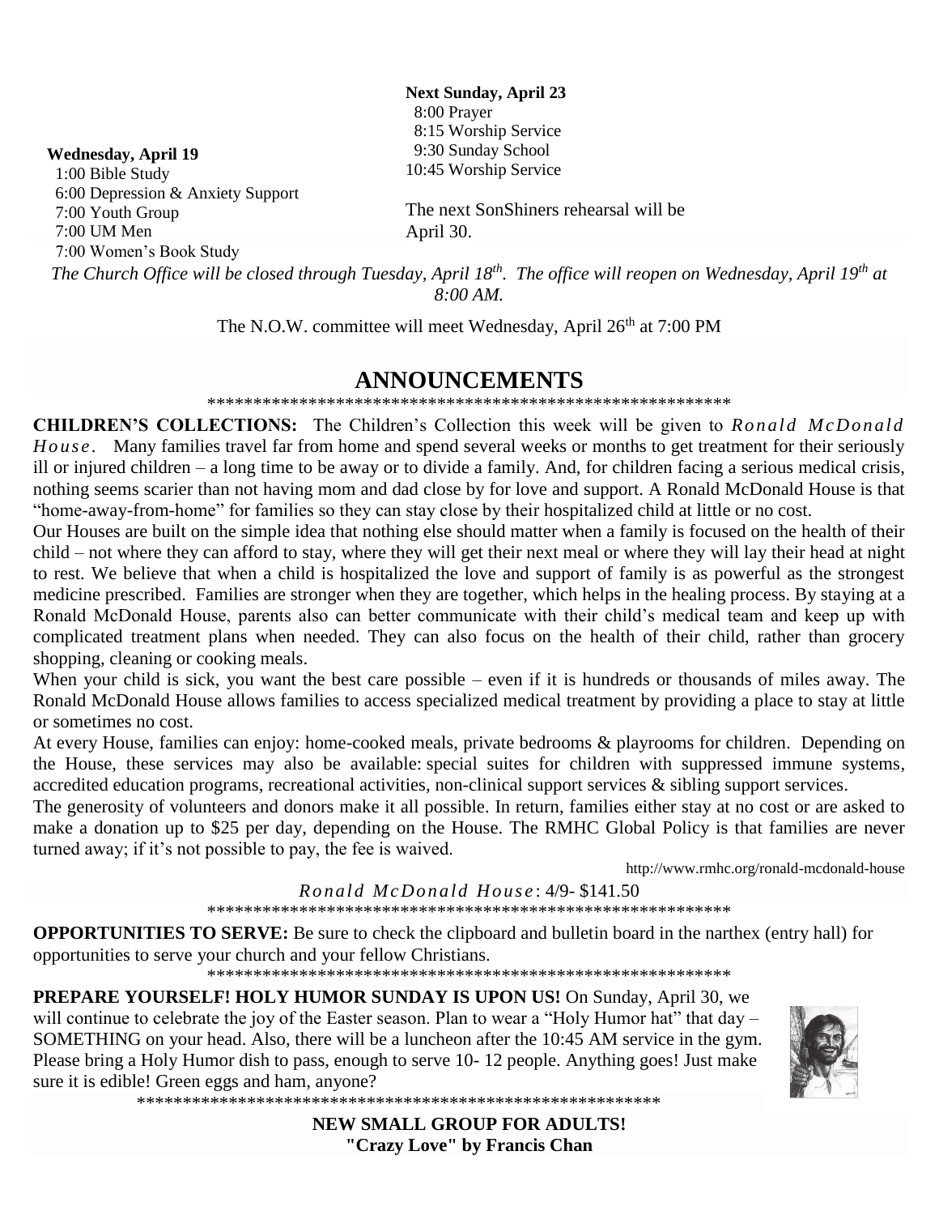**Wednesday, April 19**
1:00 Bible Study
6:00 Depression & Anxiety Support
7:00 Youth Group
7:00 UM Men
7:00 Women's Book Study

**Next Sunday, April 23**
8:00 Prayer
8:15 Worship Service
9:30 Sunday School
10:45 Worship Service

The next SonShiners rehearsal will be April 30.

*The Church Office will be closed through Tuesday, April 18th. The office will reopen on Wednesday, April 19th at 8:00 AM.*

The N.O.W. committee will meet Wednesday, April 26th at 7:00 PM

# ANNOUNCEMENTS

\*\*\*\*\*\*\*\*\*\*\*\*\*\*\*\*\*\*\*\*\*\*\*\*\*\*\*\*\*\*\*\*\*\*\*\*\*\*\*\*\*\*\*\*\*\*\*\*\*\*\*\*\*\*\*\*\*\*\*

**CHILDREN'S COLLECTIONS:** The Children's Collection this week will be given to *Ronald McDonald House*. Many families travel far from home and spend several weeks or months to get treatment for their seriously ill or injured children – a long time to be away or to divide a family. And, for children facing a serious medical crisis, nothing seems scarier than not having mom and dad close by for love and support. A Ronald McDonald House is that "home-away-from-home" for families so they can stay close by their hospitalized child at little or no cost.

Our Houses are built on the simple idea that nothing else should matter when a family is focused on the health of their child – not where they can afford to stay, where they will get their next meal or where they will lay their head at night to rest. We believe that when a child is hospitalized the love and support of family is as powerful as the strongest medicine prescribed. Families are stronger when they are together, which helps in the healing process. By staying at a Ronald McDonald House, parents also can better communicate with their child's medical team and keep up with complicated treatment plans when needed. They can also focus on the health of their child, rather than grocery shopping, cleaning or cooking meals.

When your child is sick, you want the best care possible – even if it is hundreds or thousands of miles away. The Ronald McDonald House allows families to access specialized medical treatment by providing a place to stay at little or sometimes no cost.

At every House, families can enjoy: home-cooked meals, private bedrooms & playrooms for children. Depending on the House, these services may also be available: special suites for children with suppressed immune systems, accredited education programs, recreational activities, non-clinical support services & sibling support services.

The generosity of volunteers and donors make it all possible. In return, families either stay at no cost or are asked to make a donation up to $25 per day, depending on the House. The RMHC Global Policy is that families are never turned away; if it's not possible to pay, the fee is waived.

http://www.rmhc.org/ronald-mcdonald-house

*Ronald McDonald House*: 4/9- $141.50

\*\*\*\*\*\*\*\*\*\*\*\*\*\*\*\*\*\*\*\*\*\*\*\*\*\*\*\*\*\*\*\*\*\*\*\*\*\*\*\*\*\*\*\*\*\*\*\*\*\*\*\*\*\*\*\*\*\*\*

**OPPORTUNITIES TO SERVE:** Be sure to check the clipboard and bulletin board in the narthex (entry hall) for opportunities to serve your church and your fellow Christians.

\*\*\*\*\*\*\*\*\*\*\*\*\*\*\*\*\*\*\*\*\*\*\*\*\*\*\*\*\*\*\*\*\*\*\*\*\*\*\*\*\*\*\*\*\*\*\*\*\*\*\*\*\*\*\*\*\*\*\*

**PREPARE YOURSELF! HOLY HUMOR SUNDAY IS UPON US!** On Sunday, April 30, we will continue to celebrate the joy of the Easter season. Plan to wear a "Holy Humor hat" that day – SOMETHING on your head. Also, there will be a luncheon after the 10:45 AM service in the gym. Please bring a Holy Humor dish to pass, enough to serve 10- 12 people. Anything goes! Just make sure it is edible! Green eggs and ham, anyone?

\*\*\*\*\*\*\*\*\*\*\*\*\*\*\*\*\*\*\*\*\*\*\*\*\*\*\*\*\*\*\*\*\*\*\*\*\*\*\*\*\*\*\*\*\*\*\*\*\*\*\*\*\*\*\*\*\*\*\*

**NEW SMALL GROUP FOR ADULTS!**
**"Crazy Love" by Francis Chan**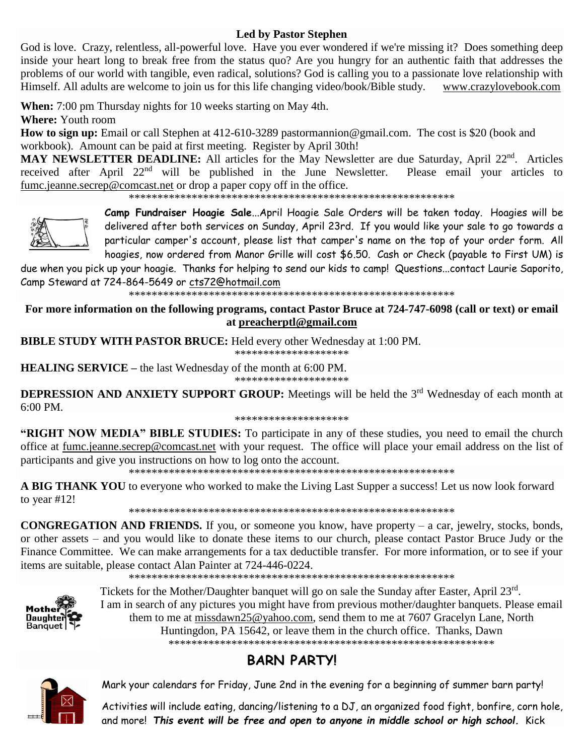**Led by Pastor Stephen**

God is love. Crazy, relentless, all-powerful love. Have you ever wondered if we're missing it? Does something deep inside your heart long to break free from the status quo? Are you hungry for an authentic faith that addresses the problems of our world with tangible, even radical, solutions? God is calling you to a passionate love relationship with Himself. All adults are welcome to join us for this life changing video/book/Bible study. www.crazylovebook.com

**When:** 7:00 pm Thursday nights for 10 weeks starting on May 4th.
**Where:** Youth room
**How to sign up:** Email or call Stephen at 412-610-3289 pastormannion@gmail.com. The cost is $20 (book and workbook). Amount can be paid at first meeting. Register by April 30th!

**MAY NEWSLETTER DEADLINE:** All articles for the May Newsletter are due Saturday, April 22nd. Articles received after April 22nd will be published in the June Newsletter. Please email your articles to fumc.jeanne.secrep@comcast.net or drop a paper copy off in the office.

************************************************************

**Camp Fundraiser Hoagie Sale**...April Hoagie Sale Orders will be taken today. Hoagies will be delivered after both services on Sunday, April 23rd. If you would like your sale to go towards a particular camper's account, please list that camper's name on the top of your order form. All hoagies, now ordered from Manor Grille will cost $6.50. Cash or Check (payable to First UM) is due when you pick up your hoagie. Thanks for helping to send our kids to camp! Questions...contact Laurie Saporito, Camp Steward at 724-864-5649 or cts72@hotmail.com

************************************************************

**For more information on the following programs, contact Pastor Bruce at 724-747-6098 (call or text) or email at preacherptl@gmail.com**

**BIBLE STUDY WITH PASTOR BRUCE:** Held every other Wednesday at 1:00 PM.

********************

**HEALING SERVICE** – the last Wednesday of the month at 6:00 PM.

********************

**DEPRESSION AND ANXIETY SUPPORT GROUP:** Meetings will be held the 3rd Wednesday of each month at 6:00 PM.

********************

**"RIGHT NOW MEDIA" BIBLE STUDIES:** To participate in any of these studies, you need to email the church office at fumc.jeanne.secrep@comcast.net with your request. The office will place your email address on the list of participants and give you instructions on how to log onto the account.

************************************************************

**A BIG THANK YOU** to everyone who worked to make the Living Last Supper a success! Let us now look forward to year #12!

************************************************************

**CONGREGATION AND FRIENDS.** If you, or someone you know, have property – a car, jewelry, stocks, bonds, or other assets – and you would like to donate these items to our church, please contact Pastor Bruce Judy or the Finance Committee. We can make arrangements for a tax deductible transfer. For more information, or to see if your items are suitable, please contact Alan Painter at 724-446-0224.

************************************************************

Tickets for the Mother/Daughter banquet will go on sale the Sunday after Easter, April 23rd. I am in search of any pictures you might have from previous mother/daughter banquets. Please email them to me at missdawn25@yahoo.com, send them to me at 7607 Gracelyn Lane, North Huntingdon, PA 15642, or leave them in the church office. Thanks, Dawn

************************************************************

## BARN PARTY!

Mark your calendars for Friday, June 2nd in the evening for a beginning of summer barn party!

Activities will include eating, dancing/listening to a DJ, an organized food fight, bonfire, corn hole, and more! ***This event will be free and open to anyone in middle school or high school.*** Kick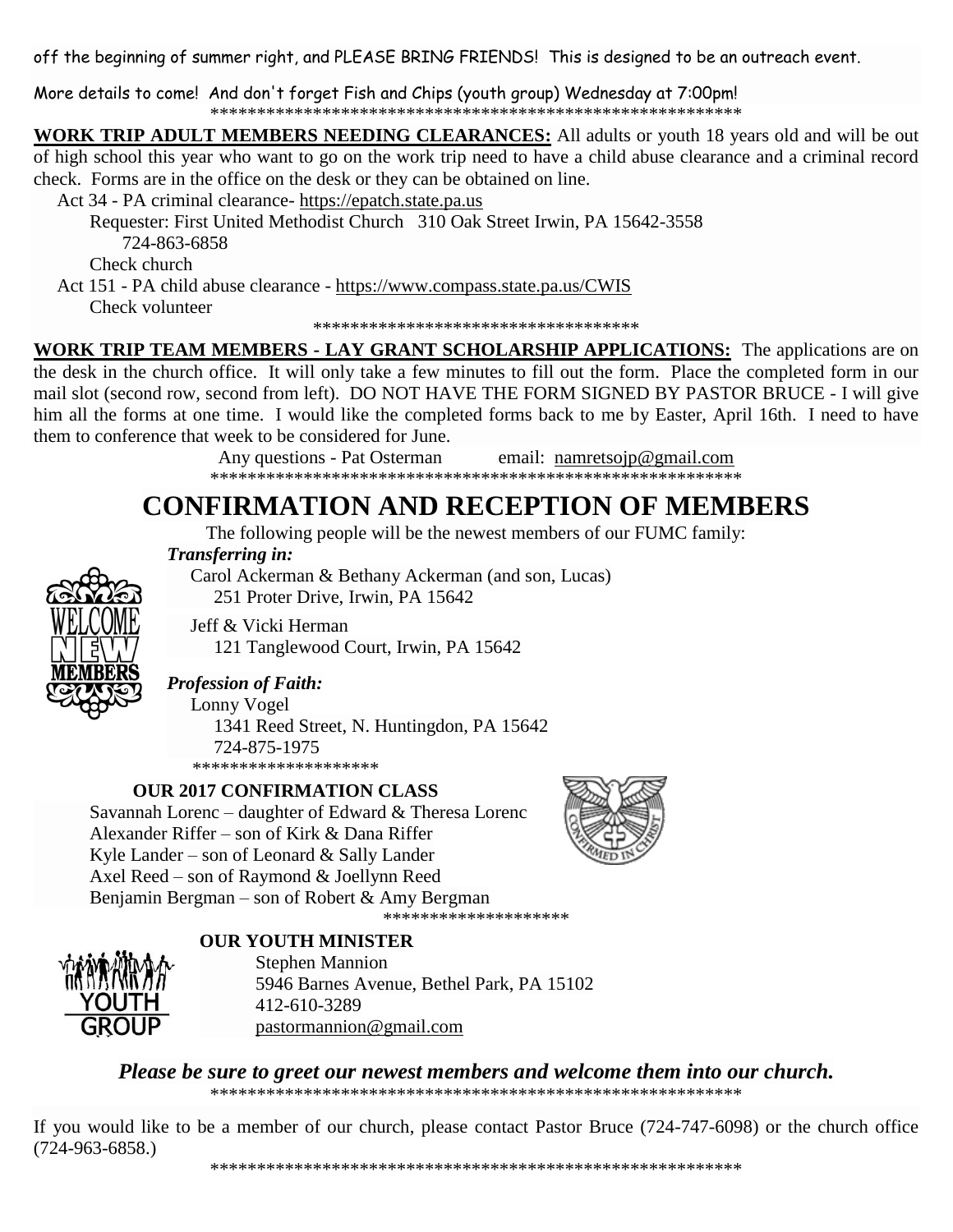off the beginning of summer right, and PLEASE BRING FRIENDS! This is designed to be an outreach event.

More details to come! And don't forget Fish and Chips (youth group) Wednesday at 7:00pm!

\*\*\*\*\*\*\*\*\*\*\*\*\*\*\*\*\*\*\*\*\*\*\*\*\*\*\*\*\*\*\*\*\*\*\*\*\*\*\*\*\*\*\*\*\*\*\*\*\*\*\*\*\*\*\*\*\*\*\*

**WORK TRIP ADULT MEMBERS NEEDING CLEARANCES:** All adults or youth 18 years old and will be out of high school this year who want to go on the work trip need to have a child abuse clearance and a criminal record check. Forms are in the office on the desk or they can be obtained on line.

Act 34 - PA criminal clearance- https://epatch.state.pa.us

Requester: First United Methodist Church 310 Oak Street Irwin, PA 15642-3558

724-863-6858

Check church

Act 151 - PA child abuse clearance - https://www.compass.state.pa.us/CWIS

Check volunteer

\*\*\*\*\*\*\*\*\*\*\*\*\*\*\*\*\*\*\*\*\*\*\*\*\*\*\*\*\*\*\*\*\*\*\*\*\*\*

**WORK TRIP TEAM MEMBERS - LAY GRANT SCHOLARSHIP APPLICATIONS:** The applications are on the desk in the church office. It will only take a few minutes to fill out the form. Place the completed form in our mail slot (second row, second from left). DO NOT HAVE THE FORM SIGNED BY PASTOR BRUCE - I will give him all the forms at one time. I would like the completed forms back to me by Easter, April 16th. I need to have them to conference that week to be considered for June.

Any questions - Pat Osterman email: namretsojp@gmail.com

\*\*\*\*\*\*\*\*\*\*\*\*\*\*\*\*\*\*\*\*\*\*\*\*\*\*\*\*\*\*\*\*\*\*\*\*\*\*\*\*\*\*\*\*\*\*\*\*\*\*\*\*\*\*\*\*\*\*\*

# CONFIRMATION AND RECEPTION OF MEMBERS

The following people will be the newest members of our FUMC family:

***Transferring in:***

Carol Ackerman & Bethany Ackerman (and son, Lucas)
251 Proter Drive, Irwin, PA 15642

Jeff & Vicki Herman
121 Tanglewood Court, Irwin, PA 15642

***Profession of Faith:***

Lonny Vogel
1341 Reed Street, N. Huntingdon, PA 15642
724-875-1975

\*\*\*\*\*\*\*\*\*\*\*\*\*\*\*\*\*\*\*\*

**OUR 2017 CONFIRMATION CLASS**

Savannah Lorenc – daughter of Edward & Theresa Lorenc
Alexander Riffer – son of Kirk & Dana Riffer
Kyle Lander – son of Leonard & Sally Lander
Axel Reed – son of Raymond & Joellynn Reed
Benjamin Bergman – son of Robert & Amy Bergman

\*\*\*\*\*\*\*\*\*\*\*\*\*\*\*\*\*\*\*\*

**OUR YOUTH MINISTER**

Stephen Mannion
5946 Barnes Avenue, Bethel Park, PA 15102
412-610-3289
pastormannion@gmail.com

***Please be sure to greet our newest members and welcome them into our church.***

\*\*\*\*\*\*\*\*\*\*\*\*\*\*\*\*\*\*\*\*\*\*\*\*\*\*\*\*\*\*\*\*\*\*\*\*\*\*\*\*\*\*\*\*\*\*\*\*\*\*\*\*\*\*\*\*\*\*\*

If you would like to be a member of our church, please contact Pastor Bruce (724-747-6098) or the church office (724-963-6858.)

\*\*\*\*\*\*\*\*\*\*\*\*\*\*\*\*\*\*\*\*\*\*\*\*\*\*\*\*\*\*\*\*\*\*\*\*\*\*\*\*\*\*\*\*\*\*\*\*\*\*\*\*\*\*\*\*\*\*\*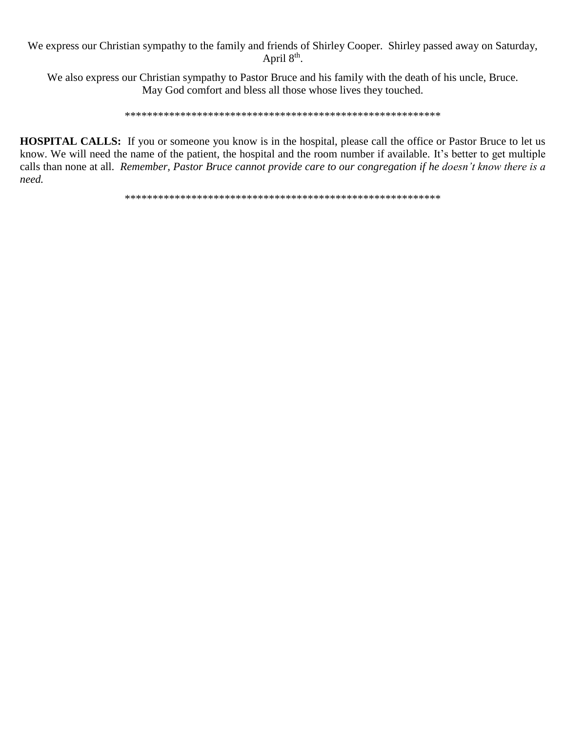We express our Christian sympathy to the family and friends of Shirley Cooper. Shirley passed away on Saturday, April 8th.

We also express our Christian sympathy to Pastor Bruce and his family with the death of his uncle, Bruce. May God comfort and bless all those whose lives they touched.

**********************************************************

**HOSPITAL CALLS:** If you or someone you know is in the hospital, please call the office or Pastor Bruce to let us know. We will need the name of the patient, the hospital and the room number if available. It's better to get multiple calls than none at all. *Remember, Pastor Bruce cannot provide care to our congregation if he doesn't know there is a need.*

**********************************************************